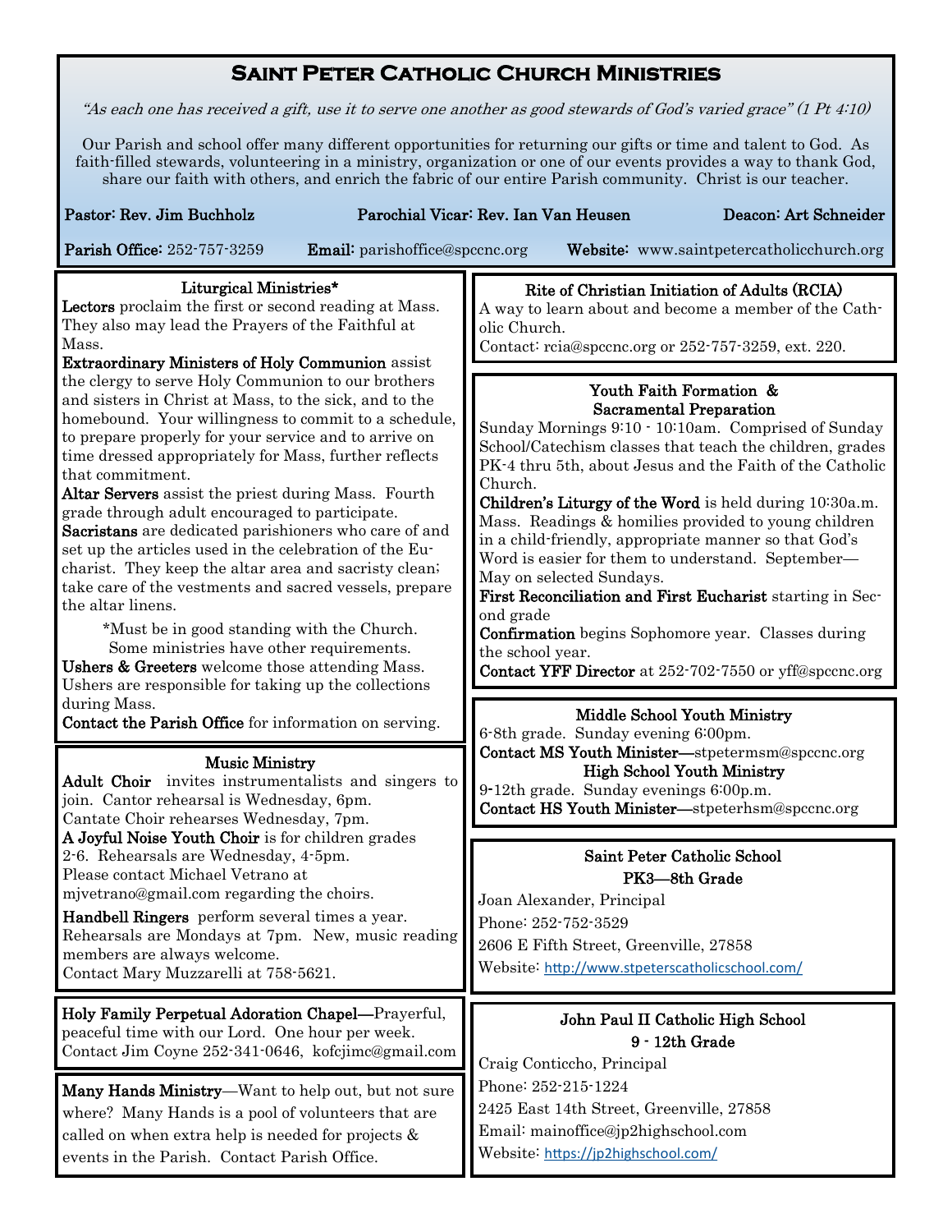# Saint Peter Catholic Church Ministries

*"As each one has received a gift, use it to serve one another as good stewards of God's varied grace" (1 Pt 4:10)*

Our Parish and school offer many different opportunities for returning our gifts or time and talent to God. As faith-filled stewards, volunteering in a ministry, organization or one of our events provides a way to thank God, share our faith with others, and enrich the fabric of our entire Parish community. Christ is our teacher.

**Pastor:** Rev. Jim Buchholz **Parochial Vicar:** Rev. Ian Van Heusen **Deacon:** Art Schneider

**Parish Office:** 252-757-3259 **Email:** parishoffice@spccnc.org **Website:** www.saintpetercatholicchurch.org

## Liturgical Ministries*

**Lectors** proclaim the first or second reading at Mass. They also may lead the Prayers of the Faithful at Mass.

**Extraordinary Ministers of Holy Communion** assist the clergy to serve Holy Communion to our brothers and sisters in Christ at Mass, to the sick, and to the homebound. Your willingness to commit to a schedule, to prepare properly for your service and to arrive on time dressed appropriately for Mass, further reflects that commitment.

**Altar Servers** assist the priest during Mass. Fourth grade through adult encouraged to participate.

**Sacristans** are dedicated parishioners who care of and set up the articles used in the celebration of the Eucharist. They keep the altar area and sacristy clean; take care of the vestments and sacred vessels, prepare the altar linens.

*Must be in good standing with the Church. Some ministries have other requirements.

**Ushers & Greeters** welcome those attending Mass. Ushers are responsible for taking up the collections during Mass.

**Contact the Parish Office** for information on serving.

## Music Ministry

**Adult Choir** invites instrumentalists and singers to join. Cantor rehearsal is Wednesday, 6pm. Cantate Choir rehearses Wednesday, 7pm.

**A Joyful Noise Youth Choir** is for children grades 2-6. Rehearsals are Wednesday, 4-5pm.
Please contact Michael Vetrano at mjvetrano@gmail.com regarding the choirs.

**Handbell Ringers** perform several times a year. Rehearsals are Mondays at 7pm. New, music reading members are always welcome.
Contact Mary Muzzarelli at 758-5621.

**Holy Family Perpetual Adoration Chapel**—Prayerful, peaceful time with our Lord. One hour per week. Contact Jim Coyne 252-341-0646, kofcjimc@gmail.com

**Many Hands Ministry**—Want to help out, but not sure where? Many Hands is a pool of volunteers that are called on when extra help is needed for projects & events in the Parish. Contact Parish Office.

## Rite of Christian Initiation of Adults (RCIA)

A way to learn about and become a member of the Catholic Church.
Contact: rcia@spccnc.org or 252-757-3259, ext. 220.

## Youth Faith Formation & Sacramental Preparation

Sunday Mornings 9:10 - 10:10am. Comprised of Sunday School/Catechism classes that teach the children, grades PK-4 thru 5th, about Jesus and the Faith of the Catholic Church.

**Children's Liturgy of the Word** is held during 10:30a.m. Mass. Readings & homilies provided to young children in a child-friendly, appropriate manner so that God's Word is easier for them to understand. September—May on selected Sundays.

**First Reconciliation and First Eucharist** starting in Second grade

**Confirmation** begins Sophomore year. Classes during the school year.

**Contact YFF Director** at 252-702-7550 or yff@spccnc.org

## Middle School Youth Ministry

6-8th grade. Sunday evening 6:00pm.
**Contact MS Youth Minister**—stpetermsm@spccnc.org

## High School Youth Ministry

9-12th grade. Sunday evenings 6:00p.m.
**Contact HS Youth Minister**—stpeterhsm@spccnc.org

## Saint Peter Catholic School
### PK3—8th Grade

Joan Alexander, Principal
Phone: 252-752-3529
2606 E Fifth Street, Greenville, 27858
Website: http://www.stpeterscatholicschool.com/

## John Paul II Catholic High School
### 9 - 12th Grade

Craig Conticcho, Principal
Phone: 252-215-1224
2425 East 14th Street, Greenville, 27858
Email: mainoffice@jp2highschool.com
Website: https://jp2highschool.com/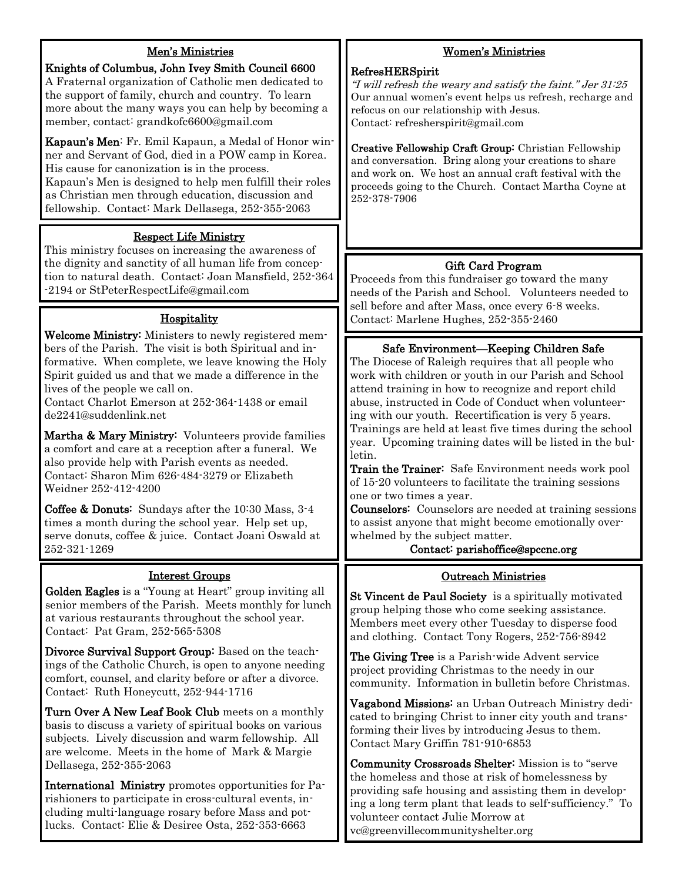## Men's Ministries

**Knights of Columbus, John Ivey Smith Council 6600**
A Fraternal organization of Catholic men dedicated to the support of family, church and country. To learn more about the many ways you can help by becoming a member, contact: grandkofc6600@gmail.com

**Kapaun's Men**: Fr. Emil Kapaun, a Medal of Honor winner and Servant of God, died in a POW camp in Korea. His cause for canonization is in the process. Kapaun's Men is designed to help men fulfill their roles as Christian men through education, discussion and fellowship. Contact: Mark Dellasega, 252-355-2063

## Respect Life Ministry

This ministry focuses on increasing the awareness of the dignity and sanctity of all human life from conception to natural death. Contact: Joan Mansfield, 252-364-2194 or StPeterRespectLife@gmail.com

## Hospitality

**Welcome Ministry:** Ministers to newly registered members of the Parish. The visit is both Spiritual and informative. When complete, we leave knowing the Holy Spirit guided us and that we made a difference in the lives of the people we call on.
Contact Charlot Emerson at 252-364-1438 or email de2241@suddenlink.net

**Martha & Mary Ministry:** Volunteers provide families a comfort and care at a reception after a funeral. We also provide help with Parish events as needed. Contact: Sharon Mim 626-484-3279 or Elizabeth Weidner 252-412-4200

**Coffee & Donuts:** Sundays after the 10:30 Mass, 3-4 times a month during the school year. Help set up, serve donuts, coffee & juice. Contact Joani Oswald at 252-321-1269

## Interest Groups

**Golden Eagles** is a "Young at Heart" group inviting all senior members of the Parish. Meets monthly for lunch at various restaurants throughout the school year. Contact: Pat Gram, 252-565-5308

**Divorce Survival Support Group:** Based on the teachings of the Catholic Church, is open to anyone needing comfort, counsel, and clarity before or after a divorce. Contact: Ruth Honeycutt, 252-944-1716

**Turn Over A New Leaf Book Club** meets on a monthly basis to discuss a variety of spiritual books on various subjects. Lively discussion and warm fellowship. All are welcome. Meets in the home of Mark & Margie Dellasega, 252-355-2063

**International Ministry** promotes opportunities for Parishioners to participate in cross-cultural events, including multi-language rosary before Mass and potlucks. Contact: Elie & Desiree Osta, 252-353-6663

## Women's Ministries

**RefresHERSpirit**
*"I will refresh the weary and satisfy the faint." Jer 31:25*
Our annual women's event helps us refresh, recharge and refocus on our relationship with Jesus.
Contact: refresherspirit@gmail.com

**Creative Fellowship Craft Group:** Christian Fellowship and conversation. Bring along your creations to share and work on. We host an annual craft festival with the proceeds going to the Church. Contact Martha Coyne at 252-378-7906

## Gift Card Program

Proceeds from this fundraiser go toward the many needs of the Parish and School. Volunteers needed to sell before and after Mass, once every 6-8 weeks. Contact: Marlene Hughes, 252-355-2460

## Safe Environment—Keeping Children Safe

The Diocese of Raleigh requires that all people who work with children or youth in our Parish and School attend training in how to recognize and report child abuse, instructed in Code of Conduct when volunteering with our youth. Recertification is very 5 years. Trainings are held at least five times during the school year. Upcoming training dates will be listed in the bulletin.

**Train the Trainer:** Safe Environment needs work pool of 15-20 volunteers to facilitate the training sessions one or two times a year.

**Counselors:** Counselors are needed at training sessions to assist anyone that might become emotionally overwhelmed by the subject matter.

**Contact: parishoffice@spccnc.org**

## Outreach Ministries

**St Vincent de Paul Society** is a spiritually motivated group helping those who come seeking assistance. Members meet every other Tuesday to disperse food and clothing. Contact Tony Rogers, 252-756-8942

**The Giving Tree** is a Parish-wide Advent service project providing Christmas to the needy in our community. Information in bulletin before Christmas.

**Vagabond Missions:** an Urban Outreach Ministry dedicated to bringing Christ to inner city youth and transforming their lives by introducing Jesus to them. Contact Mary Griffin 781-910-6853

**Community Crossroads Shelter:** Mission is to "serve the homeless and those at risk of homelessness by providing safe housing and assisting them in developing a long term plant that leads to self-sufficiency." To volunteer contact Julie Morrow at vc@greenvillecommunityshelter.org